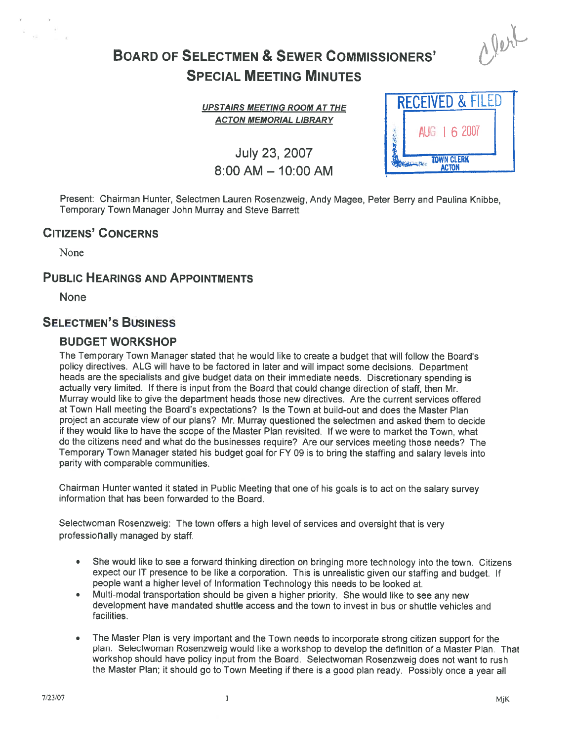# Board of Selectmen & Sewer Commissioners' Special Meeting Minutes

<u>UPSTAIRS MEETING ROOM AT THE ACTON MEMORIAL LIBRARY</u>

July 23, 2007
8:00 AM – 10:00 AM

RECEIVED & FILED
AUG 16 2007
TOWN CLERK
ACTON

Present: Chairman Hunter, Selectmen Lauren Rosenzweig, Andy Magee, Peter Berry and Paulina Knibbe, Temporary Town Manager John Murray and Steve Barrett

## Citizens' Concerns

None

## Public Hearings and Appointments

None

## Selectmen's Business

### BUDGET WORKSHOP

The Temporary Town Manager stated that he would like to create a budget that will follow the Board's policy directives. ALG will have to be factored in later and will impact some decisions. Department heads are the specialists and give budget data on their immediate needs. Discretionary spending is actually very limited. If there is input from the Board that could change direction of staff, then Mr. Murray would like to give the department heads those new directives. Are the current services offered at Town Hall meeting the Board's expectations? Is the Town at build-out and does the Master Plan project an accurate view of our plans? Mr. Murray questioned the selectmen and asked them to decide if they would like to have the scope of the Master Plan revisited. If we were to market the Town, what do the citizens need and what do the businesses require? Are our services meeting those needs? The Temporary Town Manager stated his budget goal for FY 09 is to bring the staffing and salary levels into parity with comparable communities.

Chairman Hunter wanted it stated in Public Meeting that one of his goals is to act on the salary survey information that has been forwarded to the Board.

Selectwoman Rosenzweig: The town offers a high level of services and oversight that is very professionally managed by staff.

- She would like to see a forward thinking direction on bringing more technology into the town. Citizens expect our IT presence to be like a corporation. This is unrealistic given our staffing and budget. If people want a higher level of Information Technology this needs to be looked at.
- Multi-modal transportation should be given a higher priority. She would like to see any new development have mandated shuttle access and the town to invest in bus or shuttle vehicles and facilities.
- The Master Plan is very important and the Town needs to incorporate strong citizen support for the plan. Selectwoman Rosenzweig would like a workshop to develop the definition of a Master Plan. That workshop should have policy input from the Board. Selectwoman Rosenzweig does not want to rush the Master Plan; it should go to Town Meeting if there is a good plan ready. Possibly once a year all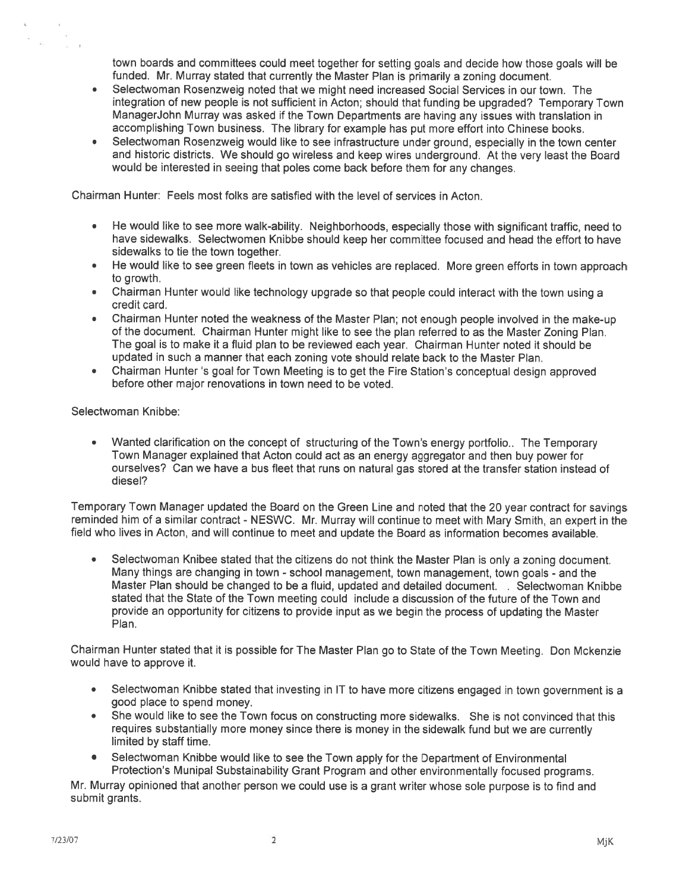town boards and committees could meet together for setting goals and decide how those goals will be funded. Mr. Murray stated that currently the Master Plan is primarily a zoning document.

- Selectwoman Rosenzweig noted that we might need increased Social Services in our town. The integration of new people is not sufficient in Acton; should that funding be upgraded? Temporary Town ManagerJohn Murray was asked if the Town Departments are having any issues with translation in accomplishing Town business. The library for example has put more effort into Chinese books.
- Selectwoman Rosenzweig would like to see infrastructure under ground, especially in the town center and historic districts. We should go wireless and keep wires underground. At the very least the Board would be interested in seeing that poles come back before them for any changes.

Chairman Hunter: Feels most folks are satisfied with the level of services in Acton.

- He would like to see more walk-ability. Neighborhoods, especially those with significant traffic, need to have sidewalks. Selectwomen Knibbe should keep her committee focused and head the effort to have sidewalks to tie the town together.
- He would like to see green fleets in town as vehicles are replaced. More green efforts in town approach to growth.
- Chairman Hunter would like technology upgrade so that people could interact with the town using a credit card.
- Chairman Hunter noted the weakness of the Master Plan; not enough people involved in the make-up of the document. Chairman Hunter might like to see the plan referred to as the Master Zoning Plan. The goal is to make it a fluid plan to be reviewed each year. Chairman Hunter noted it should be updated in such a manner that each zoning vote should relate back to the Master Plan.
- Chairman Hunter 's goal for Town Meeting is to get the Fire Station's conceptual design approved before other major renovations in town need to be voted.

Selectwoman Knibbe:

- Wanted clarification on the concept of structuring of the Town's energy portfolio.. The Temporary Town Manager explained that Acton could act as an energy aggregator and then buy power for ourselves? Can we have a bus fleet that runs on natural gas stored at the transfer station instead of diesel?

Temporary Town Manager updated the Board on the Green Line and noted that the 20 year contract for savings reminded him of a similar contract - NESWC. Mr. Murray will continue to meet with Mary Smith, an expert in the field who lives in Acton, and will continue to meet and update the Board as information becomes available.

- Selectwoman Knibee stated that the citizens do not think the Master Plan is only a zoning document. Many things are changing in town - school management, town management, town goals - and the Master Plan should be changed to be a fluid, updated and detailed document. . Selectwoman Knibbe stated that the State of the Town meeting could include a discussion of the future of the Town and provide an opportunity for citizens to provide input as we begin the process of updating the Master Plan.

Chairman Hunter stated that it is possible for The Master Plan go to State of the Town Meeting. Don Mckenzie would have to approve it.

- Selectwoman Knibbe stated that investing in IT to have more citizens engaged in town government is a good place to spend money.
- She would like to see the Town focus on constructing more sidewalks. She is not convinced that this requires substantially more money since there is money in the sidewalk fund but we are currently limited by staff time.
- Selectwoman Knibbe would like to see the Town apply for the Department of Environmental Protection's Munipal Substainability Grant Program and other environmentally focused programs.

Mr. Murray opinioned that another person we could use is a grant writer whose sole purpose is to find and submit grants.

7/23/07 MjK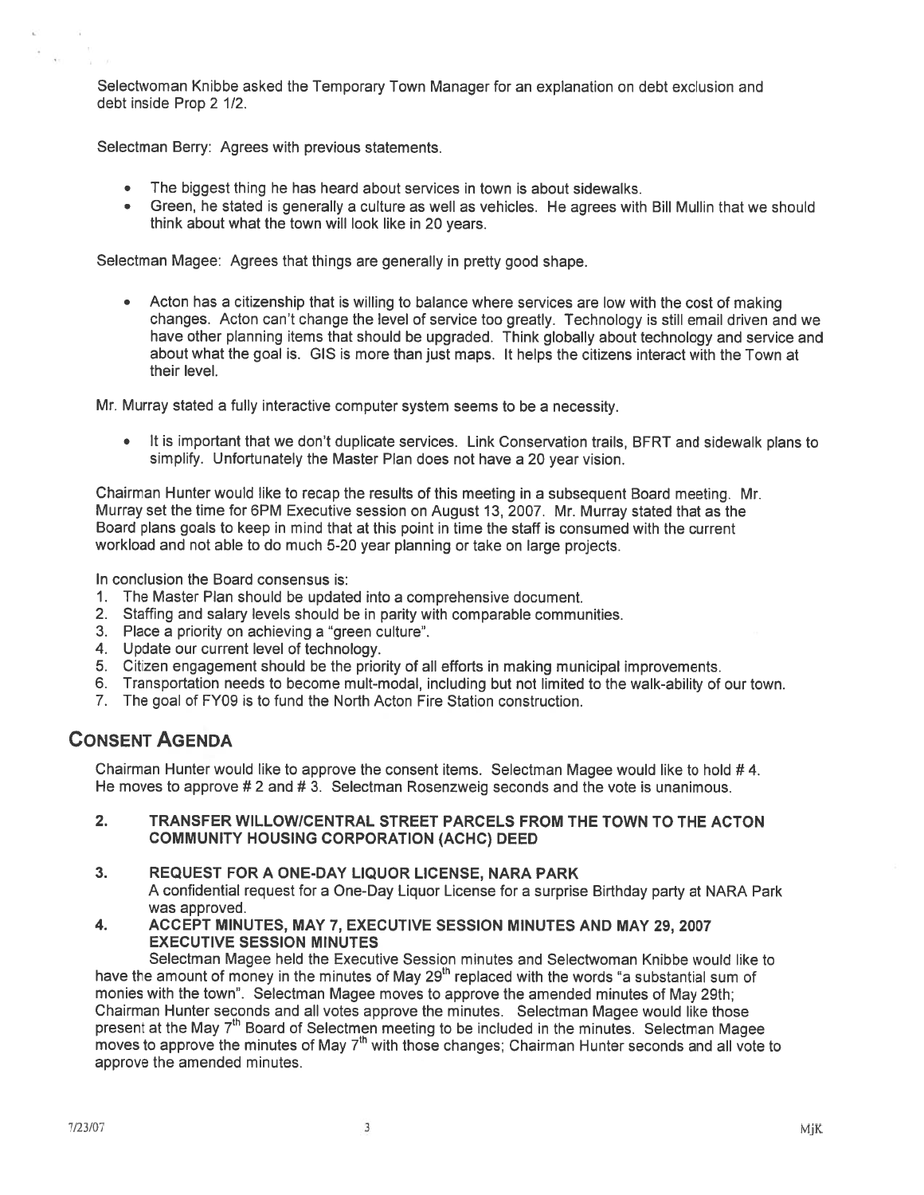Selectwoman Knibbe asked the Temporary Town Manager for an explanation on debt exclusion and debt inside Prop 2 1/2.

Selectman Berry: Agrees with previous statements.

- The biggest thing he has heard about services in town is about sidewalks.
- Green, he stated is generally a culture as well as vehicles. He agrees with Bill Mullin that we should think about what the town will look like in 20 years.

Selectman Magee: Agrees that things are generally in pretty good shape.

- Acton has a citizenship that is willing to balance where services are low with the cost of making changes. Acton can't change the level of service too greatly. Technology is still email driven and we have other planning items that should be upgraded. Think globally about technology and service and about what the goal is. GIS is more than just maps. It helps the citizens interact with the Town at their level.

Mr. Murray stated a fully interactive computer system seems to be a necessity.

- It is important that we don't duplicate services. Link Conservation trails, BFRT and sidewalk plans to simplify. Unfortunately the Master Plan does not have a 20 year vision.

Chairman Hunter would like to recap the results of this meeting in a subsequent Board meeting. Mr. Murray set the time for 6PM Executive session on August 13, 2007. Mr. Murray stated that as the Board plans goals to keep in mind that at this point in time the staff is consumed with the current workload and not able to do much 5-20 year planning or take on large projects.

In conclusion the Board consensus is:

1. The Master Plan should be updated into a comprehensive document.
2. Staffing and salary levels should be in parity with comparable communities.
3. Place a priority on achieving a "green culture".
4. Update our current level of technology.
5. Citizen engagement should be the priority of all efforts in making municipal improvements.
6. Transportation needs to become mult-modal, including but not limited to the walk-ability of our town.
7. The goal of FY09 is to fund the North Acton Fire Station construction.

## Consent Agenda

Chairman Hunter would like to approve the consent items. Selectman Magee would like to hold # 4. He moves to approve # 2 and # 3. Selectman Rosenzweig seconds and the vote is unanimous.

**2. TRANSFER WILLOW/CENTRAL STREET PARCELS FROM THE TOWN TO THE ACTON COMMUNITY HOUSING CORPORATION (ACHC) DEED**

**3. REQUEST FOR A ONE-DAY LIQUOR LICENSE, NARA PARK**

A confidential request for a One-Day Liquor License for a surprise Birthday party at NARA Park was approved.

**4. ACCEPT MINUTES, MAY 7, EXECUTIVE SESSION MINUTES AND MAY 29, 2007 EXECUTIVE SESSION MINUTES**

Selectman Magee held the Executive Session minutes and Selectwoman Knibbe would like to have the amount of money in the minutes of May 29th replaced with the words "a substantial sum of monies with the town". Selectman Magee moves to approve the amended minutes of May 29th; Chairman Hunter seconds and all votes approve the minutes. Selectman Magee would like those present at the May 7th Board of Selectmen meeting to be included in the minutes. Selectman Magee moves to approve the minutes of May 7th with those changes; Chairman Hunter seconds and all vote to approve the amended minutes.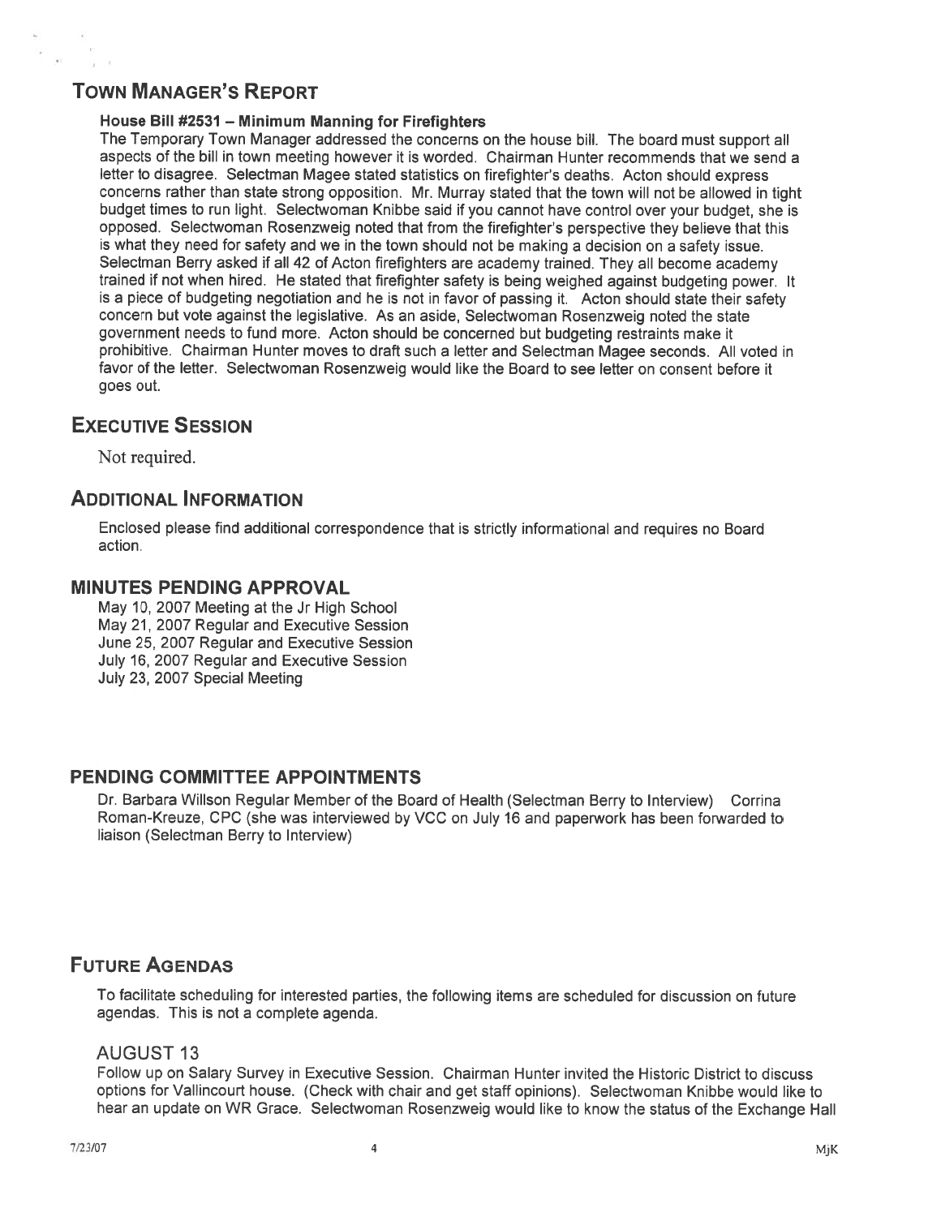## Town Manager's Report

### House Bill #2531 – Minimum Manning for Firefighters

The Temporary Town Manager addressed the concerns on the house bill. The board must support all aspects of the bill in town meeting however it is worded. Chairman Hunter recommends that we send a letter to disagree. Selectman Magee stated statistics on firefighter's deaths. Acton should express concerns rather than state strong opposition. Mr. Murray stated that the town will not be allowed in tight budget times to run light. Selectwoman Knibbe said if you cannot have control over your budget, she is opposed. Selectwoman Rosenzweig noted that from the firefighter's perspective they believe that this is what they need for safety and we in the town should not be making a decision on a safety issue. Selectman Berry asked if all 42 of Acton firefighters are academy trained. They all become academy trained if not when hired. He stated that firefighter safety is being weighed against budgeting power. It is a piece of budgeting negotiation and he is not in favor of passing it. Acton should state their safety concern but vote against the legislative. As an aside, Selectwoman Rosenzweig noted the state government needs to fund more. Acton should be concerned but budgeting restraints make it prohibitive. Chairman Hunter moves to draft such a letter and Selectman Magee seconds. All voted in favor of the letter. Selectwoman Rosenzweig would like the Board to see letter on consent before it goes out.

## Executive Session

Not required.

## Additional Information

Enclosed please find additional correspondence that is strictly informational and requires no Board action.

## MINUTES PENDING APPROVAL

May 10, 2007 Meeting at the Jr High School
May 21, 2007 Regular and Executive Session
June 25, 2007 Regular and Executive Session
July 16, 2007 Regular and Executive Session
July 23, 2007 Special Meeting

## PENDING COMMITTEE APPOINTMENTS

Dr. Barbara Willson Regular Member of the Board of Health (Selectman Berry to Interview) Corrina Roman-Kreuze, CPC (she was interviewed by VCC on July 16 and paperwork has been forwarded to liaison (Selectman Berry to Interview)

## Future Agendas

To facilitate scheduling for interested parties, the following items are scheduled for discussion on future agendas. This is not a complete agenda.

### AUGUST 13

Follow up on Salary Survey in Executive Session. Chairman Hunter invited the Historic District to discuss options for Vallincourt house. (Check with chair and get staff opinions). Selectwoman Knibbe would like to hear an update on WR Grace. Selectwoman Rosenzweig would like to know the status of the Exchange Hall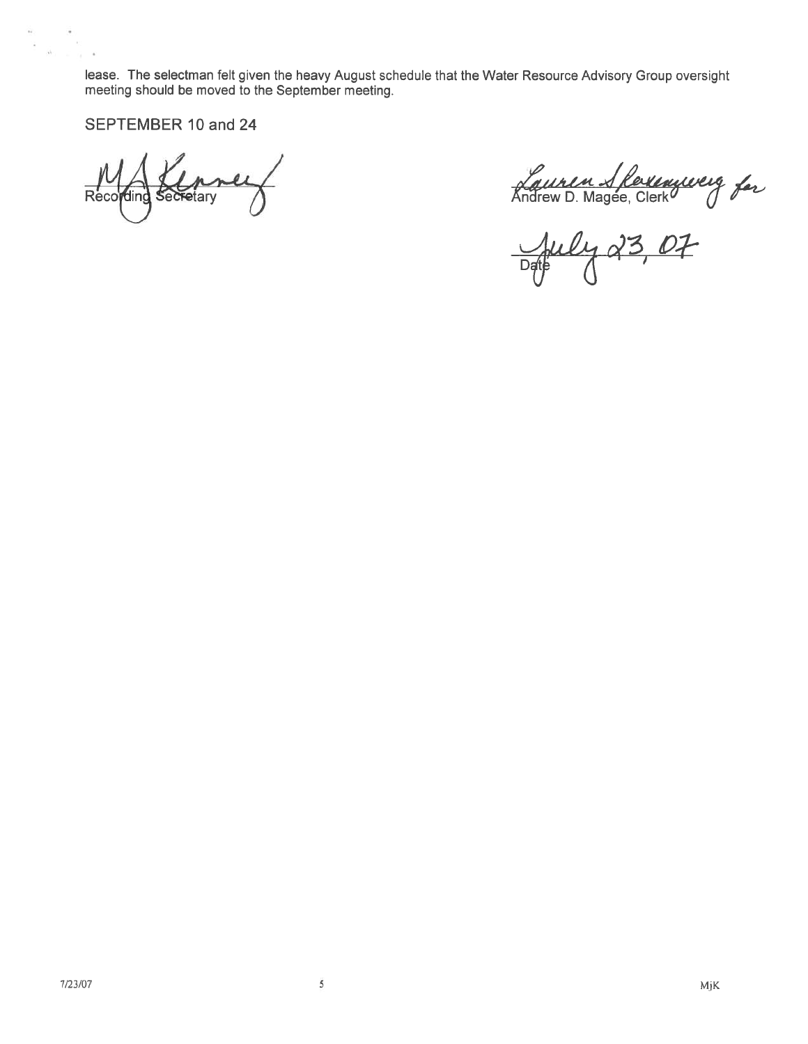lease. The selectman felt given the heavy August schedule that the Water Resource Advisory Group oversight meeting should be moved to the September meeting.

SEPTEMBER 10 and 24

M A Kenney
Recording Secretary

Lauren S Rosenzweig for
Andrew D. Magee, Clerk

July 23, 07
Date